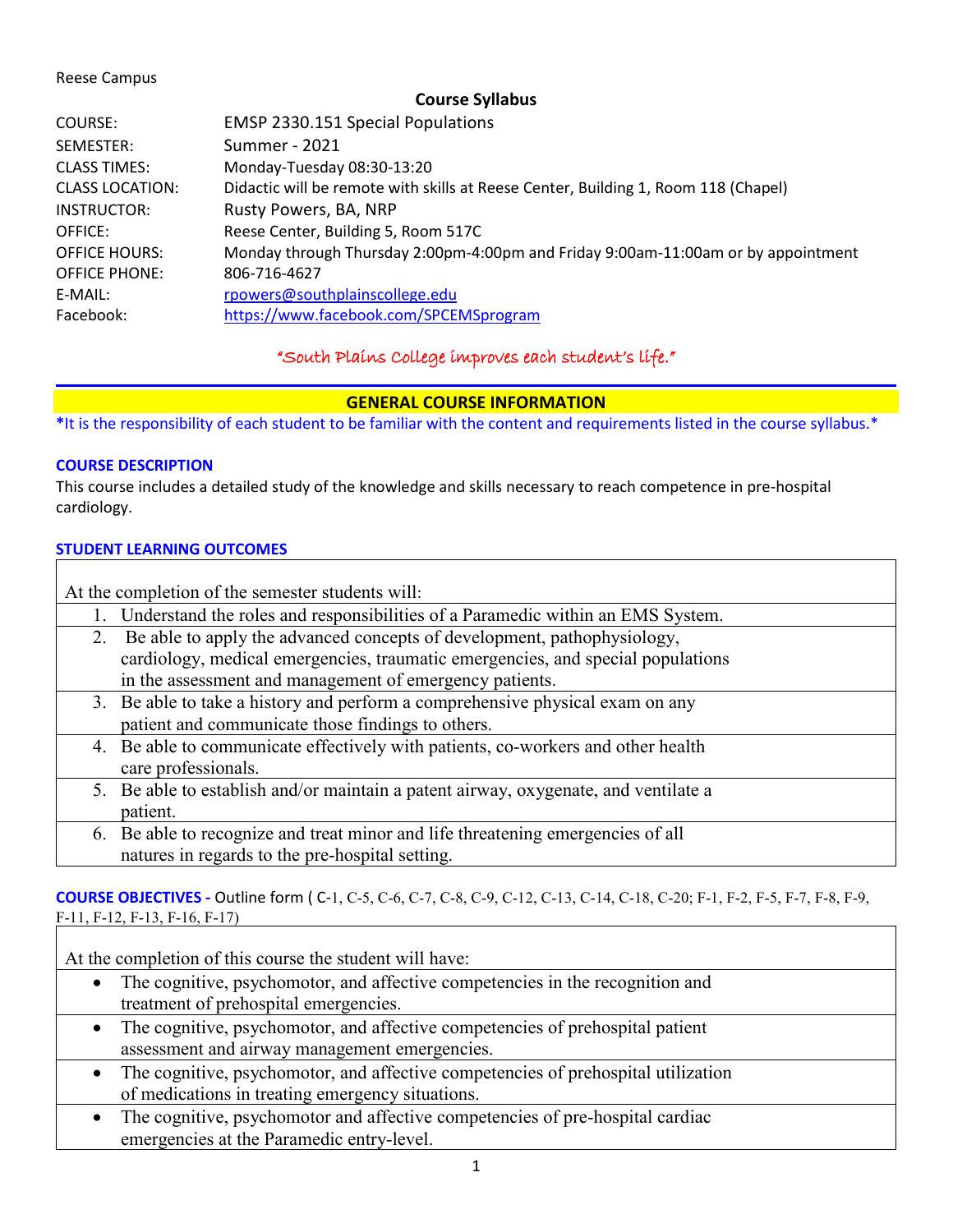Reese Campus

## Course Syllabus

| | |
|---|---|
| COURSE: | EMSP 2330.151 Special Populations |
| SEMESTER: | Summer - 2021 |
| CLASS TIMES: | Monday-Tuesday 08:30-13:20 |
| CLASS LOCATION: | Didactic will be remote with skills at Reese Center, Building 1, Room 118 (Chapel) |
| INSTRUCTOR: | Rusty Powers, BA, NRP |
| OFFICE: | Reese Center, Building 5, Room 517C |
| OFFICE HOURS: | Monday through Thursday 2:00pm-4:00pm and Friday 9:00am-11:00am or by appointment |
| OFFICE PHONE: | 806-716-4627 |
| E-MAIL: | rpowers@southplainscollege.edu |
| Facebook: | https://www.facebook.com/SPCEMSprogram |

*"South Plains College improves each student's life."*

## GENERAL COURSE INFORMATION

*It is the responsibility of each student to be familiar with the content and requirements listed in the course syllabus.*

### COURSE DESCRIPTION

This course includes a detailed study of the knowledge and skills necessary to reach competence in pre-hospital cardiology.

### STUDENT LEARNING OUTCOMES

| At the completion of the semester students will: |
|---|
| 1. Understand the roles and responsibilities of a Paramedic within an EMS System. |
| 2. Be able to apply the advanced concepts of development, pathophysiology, cardiology, medical emergencies, traumatic emergencies, and special populations in the assessment and management of emergency patients. |
| 3. Be able to take a history and perform a comprehensive physical exam on any patient and communicate those findings to others. |
| 4. Be able to communicate effectively with patients, co-workers and other health care professionals. |
| 5. Be able to establish and/or maintain a patent airway, oxygenate, and ventilate a patient. |
| 6. Be able to recognize and treat minor and life threatening emergencies of all natures in regards to the pre-hospital setting. |

**COURSE OBJECTIVES -** Outline form ( C-1, C-5, C-6, C-7, C-8, C-9, C-12, C-13, C-14, C-18, C-20; F-1, F-2, F-5, F-7, F-8, F-9, F-11, F-12, F-13, F-16, F-17)

| At the completion of this course the student will have: |
|---|
| • The cognitive, psychomotor, and affective competencies in the recognition and treatment of prehospital emergencies. |
| • The cognitive, psychomotor, and affective competencies of prehospital patient assessment and airway management emergencies. |
| • The cognitive, psychomotor, and affective competencies of prehospital utilization of medications in treating emergency situations. |
| • The cognitive, psychomotor and affective competencies of pre-hospital cardiac emergencies at the Paramedic entry-level. |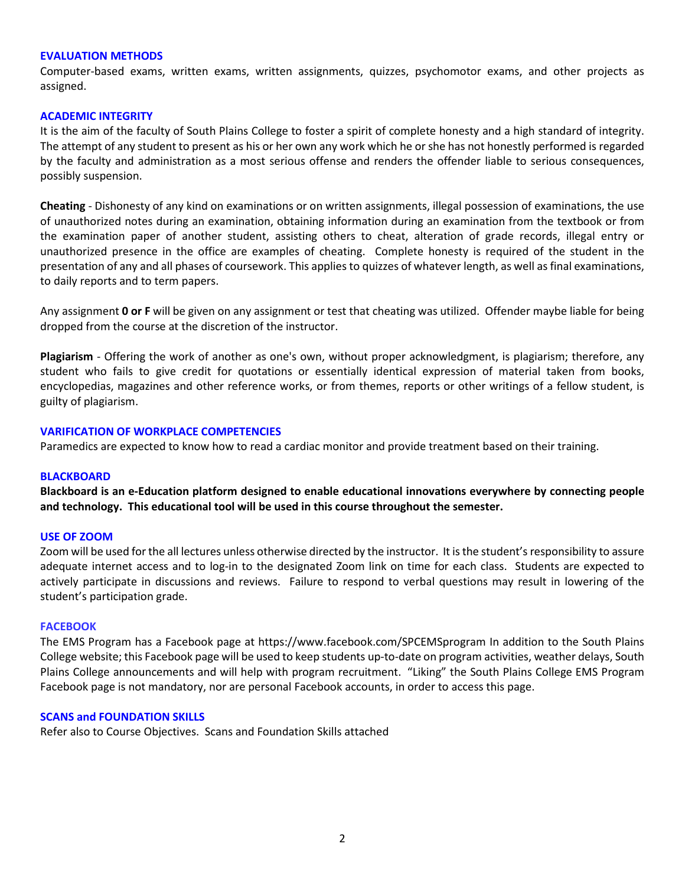### EVALUATION METHODS

Computer-based exams, written exams, written assignments, quizzes, psychomotor exams, and other projects as assigned.

### ACADEMIC INTEGRITY

It is the aim of the faculty of South Plains College to foster a spirit of complete honesty and a high standard of integrity. The attempt of any student to present as his or her own any work which he or she has not honestly performed is regarded by the faculty and administration as a most serious offense and renders the offender liable to serious consequences, possibly suspension.

**Cheating** - Dishonesty of any kind on examinations or on written assignments, illegal possession of examinations, the use of unauthorized notes during an examination, obtaining information during an examination from the textbook or from the examination paper of another student, assisting others to cheat, alteration of grade records, illegal entry or unauthorized presence in the office are examples of cheating. Complete honesty is required of the student in the presentation of any and all phases of coursework. This applies to quizzes of whatever length, as well as final examinations, to daily reports and to term papers.

Any assignment **0 or F** will be given on any assignment or test that cheating was utilized. Offender maybe liable for being dropped from the course at the discretion of the instructor.

**Plagiarism** - Offering the work of another as one's own, without proper acknowledgment, is plagiarism; therefore, any student who fails to give credit for quotations or essentially identical expression of material taken from books, encyclopedias, magazines and other reference works, or from themes, reports or other writings of a fellow student, is guilty of plagiarism.

### VARIFICATION OF WORKPLACE COMPETENCIES

Paramedics are expected to know how to read a cardiac monitor and provide treatment based on their training.

### BLACKBOARD

**Blackboard is an e-Education platform designed to enable educational innovations everywhere by connecting people and technology. This educational tool will be used in this course throughout the semester.**

### USE OF ZOOM

Zoom will be used for the all lectures unless otherwise directed by the instructor. It is the student's responsibility to assure adequate internet access and to log-in to the designated Zoom link on time for each class. Students are expected to actively participate in discussions and reviews. Failure to respond to verbal questions may result in lowering of the student's participation grade.

### FACEBOOK

The EMS Program has a Facebook page at https://www.facebook.com/SPCEMSprogram In addition to the South Plains College website; this Facebook page will be used to keep students up-to-date on program activities, weather delays, South Plains College announcements and will help with program recruitment. "Liking" the South Plains College EMS Program Facebook page is not mandatory, nor are personal Facebook accounts, in order to access this page.

### SCANS and FOUNDATION SKILLS

Refer also to Course Objectives. Scans and Foundation Skills attached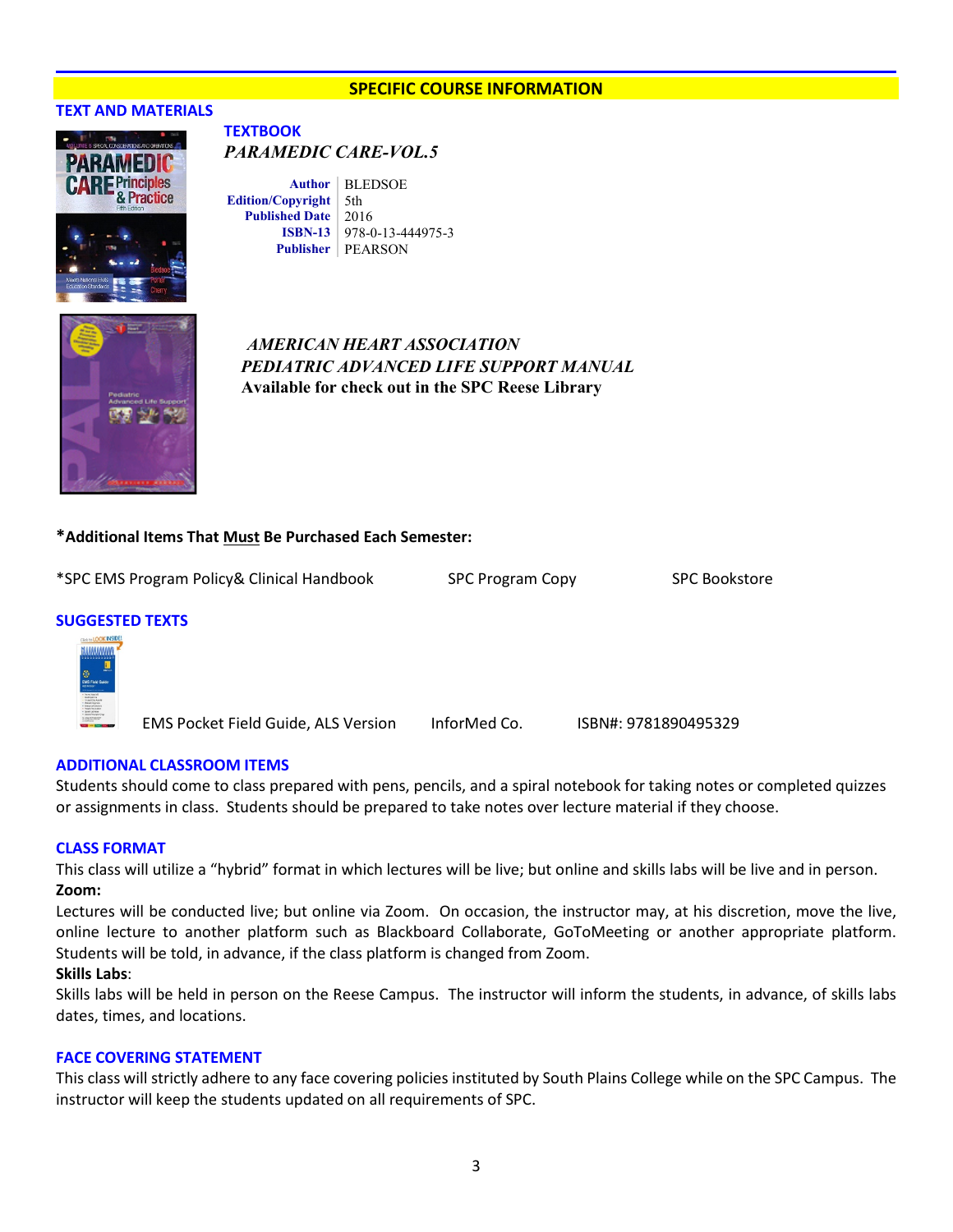## SPECIFIC COURSE INFORMATION

### TEXT AND MATERIALS

#### TEXTBOOK

***PARAMEDIC CARE-VOL.5***

| | |
|---|---|
| **Author** | BLEDSOE |
| **Edition/Copyright** | 5th |
| **Published Date** | 2016 |
| **ISBN-13** | 978-0-13-444975-3 |
| **Publisher** | PEARSON |

***AMERICAN HEART ASSOCIATION***
***PEDIATRIC ADVANCED LIFE SUPPORT MANUAL***
**Available for check out in the SPC Reese Library**

**\*Additional Items That Must Be Purchased Each Semester:**

| | | |
|---|---|---|
| *SPC EMS Program Policy& Clinical Handbook | SPC Program Copy | SPC Bookstore |

### SUGGESTED TEXTS

| | | |
|---|---|---|
| EMS Pocket Field Guide, ALS Version | InforMed Co. | ISBN#: 9781890495329 |

### ADDITIONAL CLASSROOM ITEMS

Students should come to class prepared with pens, pencils, and a spiral notebook for taking notes or completed quizzes or assignments in class. Students should be prepared to take notes over lecture material if they choose.

### CLASS FORMAT

This class will utilize a "hybrid" format in which lectures will be live; but online and skills labs will be live and in person.

**Zoom:**

Lectures will be conducted live; but online via Zoom. On occasion, the instructor may, at his discretion, move the live, online lecture to another platform such as Blackboard Collaborate, GoToMeeting or another appropriate platform. Students will be told, in advance, if the class platform is changed from Zoom.

**Skills Labs**:

Skills labs will be held in person on the Reese Campus. The instructor will inform the students, in advance, of skills labs dates, times, and locations.

### FACE COVERING STATEMENT

This class will strictly adhere to any face covering policies instituted by South Plains College while on the SPC Campus. The instructor will keep the students updated on all requirements of SPC.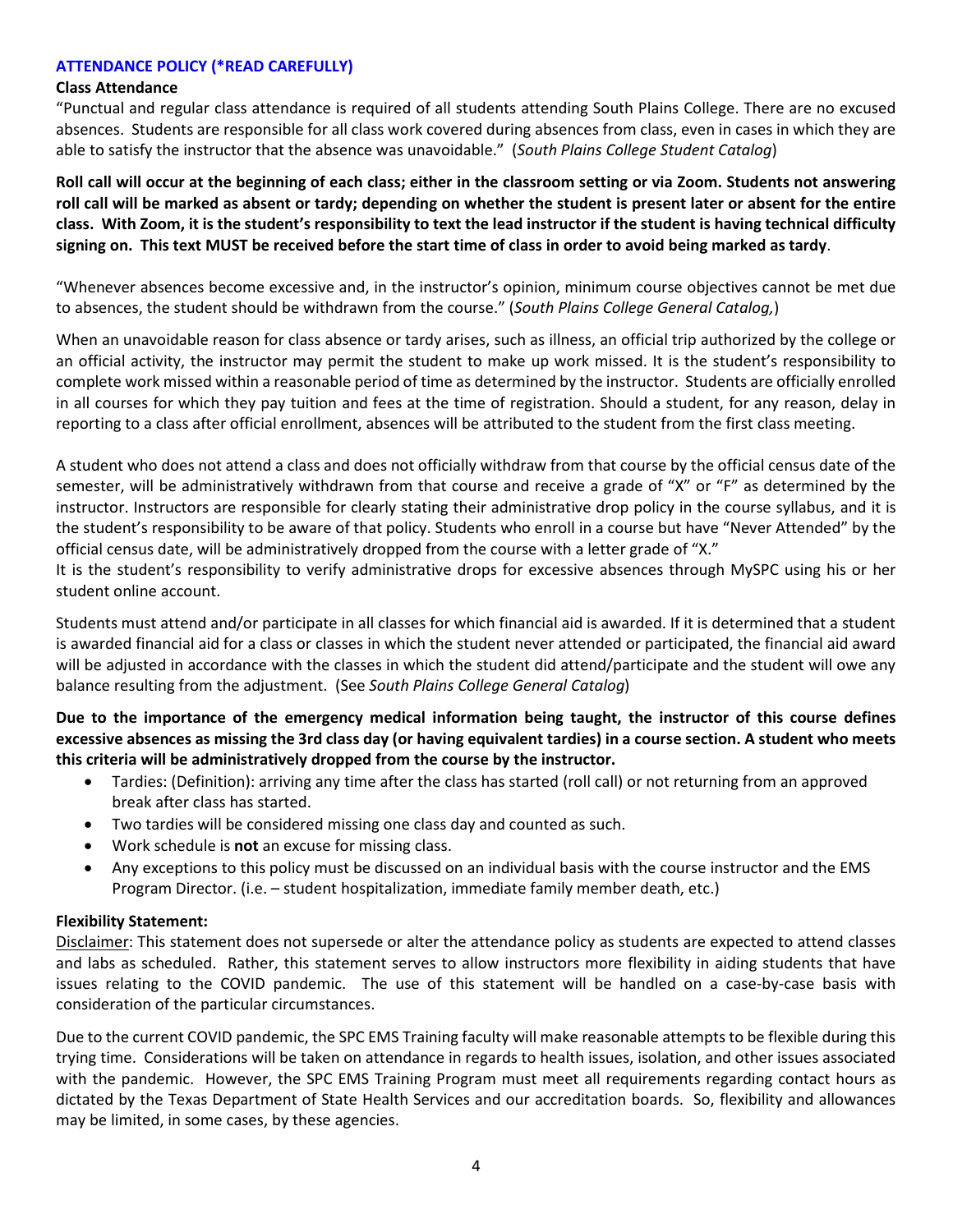## ATTENDANCE POLICY (*READ CAREFULLY)

### Class Attendance

"Punctual and regular class attendance is required of all students attending South Plains College. There are no excused absences. Students are responsible for all class work covered during absences from class, even in cases in which they are able to satisfy the instructor that the absence was unavoidable." (*South Plains College Student Catalog*)

**Roll call will occur at the beginning of each class; either in the classroom setting or via Zoom. Students not answering roll call will be marked as absent or tardy; depending on whether the student is present later or absent for the entire class. With Zoom, it is the student's responsibility to text the lead instructor if the student is having technical difficulty signing on. This text MUST be received before the start time of class in order to avoid being marked as tardy**.

"Whenever absences become excessive and, in the instructor's opinion, minimum course objectives cannot be met due to absences, the student should be withdrawn from the course." (*South Plains College General Catalog,*)

When an unavoidable reason for class absence or tardy arises, such as illness, an official trip authorized by the college or an official activity, the instructor may permit the student to make up work missed. It is the student's responsibility to complete work missed within a reasonable period of time as determined by the instructor. Students are officially enrolled in all courses for which they pay tuition and fees at the time of registration. Should a student, for any reason, delay in reporting to a class after official enrollment, absences will be attributed to the student from the first class meeting.

A student who does not attend a class and does not officially withdraw from that course by the official census date of the semester, will be administratively withdrawn from that course and receive a grade of "X" or "F" as determined by the instructor. Instructors are responsible for clearly stating their administrative drop policy in the course syllabus, and it is the student's responsibility to be aware of that policy. Students who enroll in a course but have "Never Attended" by the official census date, will be administratively dropped from the course with a letter grade of "X."
It is the student's responsibility to verify administrative drops for excessive absences through MySPC using his or her student online account.

Students must attend and/or participate in all classes for which financial aid is awarded. If it is determined that a student is awarded financial aid for a class or classes in which the student never attended or participated, the financial aid award will be adjusted in accordance with the classes in which the student did attend/participate and the student will owe any balance resulting from the adjustment. (See *South Plains College General Catalog*)

**Due to the importance of the emergency medical information being taught, the instructor of this course defines excessive absences as missing the 3rd class day (or having equivalent tardies) in a course section. A student who meets this criteria will be administratively dropped from the course by the instructor.**

- Tardies: (Definition): arriving any time after the class has started (roll call) or not returning from an approved break after class has started.
- Two tardies will be considered missing one class day and counted as such.
- Work schedule is **not** an excuse for missing class.
- Any exceptions to this policy must be discussed on an individual basis with the course instructor and the EMS Program Director. (i.e. – student hospitalization, immediate family member death, etc.)

### Flexibility Statement:

Disclaimer: This statement does not supersede or alter the attendance policy as students are expected to attend classes and labs as scheduled. Rather, this statement serves to allow instructors more flexibility in aiding students that have issues relating to the COVID pandemic. The use of this statement will be handled on a case-by-case basis with consideration of the particular circumstances.

Due to the current COVID pandemic, the SPC EMS Training faculty will make reasonable attempts to be flexible during this trying time. Considerations will be taken on attendance in regards to health issues, isolation, and other issues associated with the pandemic. However, the SPC EMS Training Program must meet all requirements regarding contact hours as dictated by the Texas Department of State Health Services and our accreditation boards. So, flexibility and allowances may be limited, in some cases, by these agencies.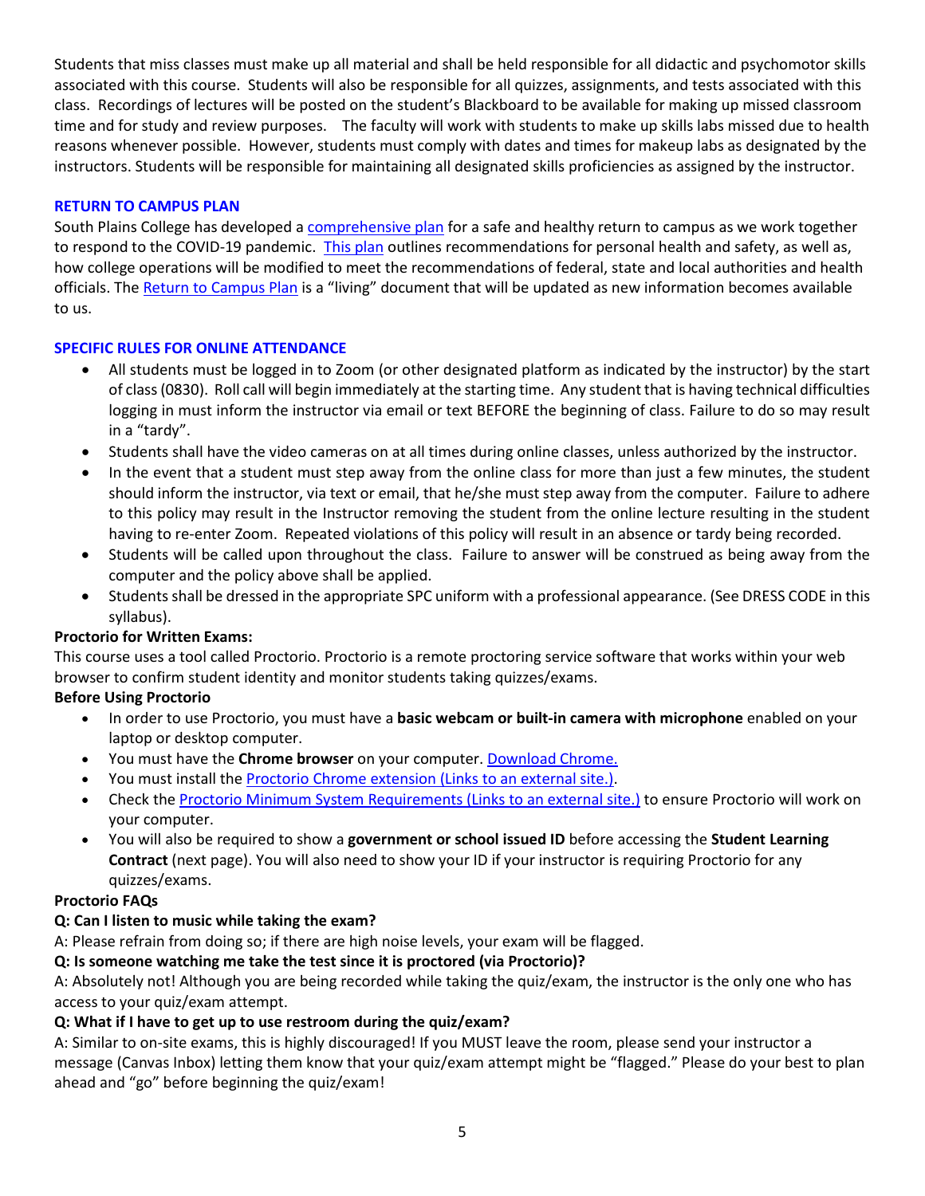Students that miss classes must make up all material and shall be held responsible for all didactic and psychomotor skills associated with this course. Students will also be responsible for all quizzes, assignments, and tests associated with this class. Recordings of lectures will be posted on the student's Blackboard to be available for making up missed classroom time and for study and review purposes. The faculty will work with students to make up skills labs missed due to health reasons whenever possible. However, students must comply with dates and times for makeup labs as designated by the instructors. Students will be responsible for maintaining all designated skills proficiencies as assigned by the instructor.

## RETURN TO CAMPUS PLAN

South Plains College has developed a comprehensive plan for a safe and healthy return to campus as we work together to respond to the COVID-19 pandemic. This plan outlines recommendations for personal health and safety, as well as, how college operations will be modified to meet the recommendations of federal, state and local authorities and health officials. The Return to Campus Plan is a "living" document that will be updated as new information becomes available to us.

## SPECIFIC RULES FOR ONLINE ATTENDANCE

- All students must be logged in to Zoom (or other designated platform as indicated by the instructor) by the start of class (0830). Roll call will begin immediately at the starting time. Any student that is having technical difficulties logging in must inform the instructor via email or text BEFORE the beginning of class. Failure to do so may result in a "tardy".
- Students shall have the video cameras on at all times during online classes, unless authorized by the instructor.
- In the event that a student must step away from the online class for more than just a few minutes, the student should inform the instructor, via text or email, that he/she must step away from the computer. Failure to adhere to this policy may result in the Instructor removing the student from the online lecture resulting in the student having to re-enter Zoom. Repeated violations of this policy will result in an absence or tardy being recorded.
- Students will be called upon throughout the class. Failure to answer will be construed as being away from the computer and the policy above shall be applied.
- Students shall be dressed in the appropriate SPC uniform with a professional appearance. (See DRESS CODE in this syllabus).

**Proctorio for Written Exams:**

This course uses a tool called Proctorio. Proctorio is a remote proctoring service software that works within your web browser to confirm student identity and monitor students taking quizzes/exams.

**Before Using Proctorio**

- In order to use Proctorio, you must have a **basic webcam or built-in camera with microphone** enabled on your laptop or desktop computer.
- You must have the **Chrome browser** on your computer. Download Chrome.
- You must install the Proctorio Chrome extension (Links to an external site.).
- Check the Proctorio Minimum System Requirements (Links to an external site.) to ensure Proctorio will work on your computer.
- You will also be required to show a **government or school issued ID** before accessing the **Student Learning Contract** (next page). You will also need to show your ID if your instructor is requiring Proctorio for any quizzes/exams.

**Proctorio FAQs**

**Q: Can I listen to music while taking the exam?**

A: Please refrain from doing so; if there are high noise levels, your exam will be flagged.

**Q: Is someone watching me take the test since it is proctored (via Proctorio)?**

A: Absolutely not! Although you are being recorded while taking the quiz/exam, the instructor is the only one who has access to your quiz/exam attempt.

**Q: What if I have to get up to use restroom during the quiz/exam?**

A: Similar to on-site exams, this is highly discouraged! If you MUST leave the room, please send your instructor a message (Canvas Inbox) letting them know that your quiz/exam attempt might be "flagged." Please do your best to plan ahead and "go" before beginning the quiz/exam!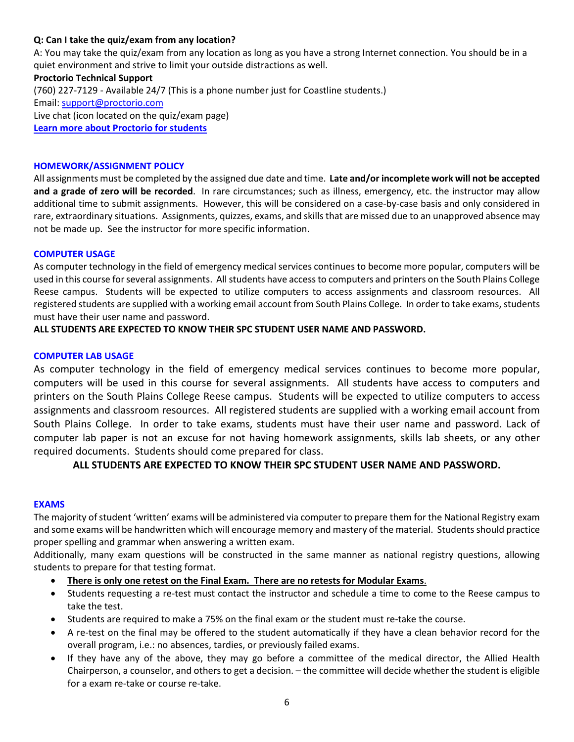**Q: Can I take the quiz/exam from any location?**

A: You may take the quiz/exam from any location as long as you have a strong Internet connection. You should be in a quiet environment and strive to limit your outside distractions as well.

**Proctorio Technical Support**

(760) 227-7129 - Available 24/7 (This is a phone number just for Coastline students.)

Email: support@proctorio.com

Live chat (icon located on the quiz/exam page)

**Learn more about Proctorio for students**

## HOMEWORK/ASSIGNMENT POLICY

All assignments must be completed by the assigned due date and time. **Late and/or incomplete work will not be accepted and a grade of zero will be recorded**. In rare circumstances; such as illness, emergency, etc. the instructor may allow additional time to submit assignments. However, this will be considered on a case-by-case basis and only considered in rare, extraordinary situations. Assignments, quizzes, exams, and skills that are missed due to an unapproved absence may not be made up. See the instructor for more specific information.

## COMPUTER USAGE

As computer technology in the field of emergency medical services continues to become more popular, computers will be used in this course for several assignments. All students have access to computers and printers on the South Plains College Reese campus. Students will be expected to utilize computers to access assignments and classroom resources. All registered students are supplied with a working email account from South Plains College. In order to take exams, students must have their user name and password.

**ALL STUDENTS ARE EXPECTED TO KNOW THEIR SPC STUDENT USER NAME AND PASSWORD.**

## COMPUTER LAB USAGE

As computer technology in the field of emergency medical services continues to become more popular, computers will be used in this course for several assignments. All students have access to computers and printers on the South Plains College Reese campus. Students will be expected to utilize computers to access assignments and classroom resources. All registered students are supplied with a working email account from South Plains College. In order to take exams, students must have their user name and password. Lack of computer lab paper is not an excuse for not having homework assignments, skills lab sheets, or any other required documents. Students should come prepared for class.

**ALL STUDENTS ARE EXPECTED TO KNOW THEIR SPC STUDENT USER NAME AND PASSWORD.**

## EXAMS

The majority of student 'written' exams will be administered via computer to prepare them for the National Registry exam and some exams will be handwritten which will encourage memory and mastery of the material. Students should practice proper spelling and grammar when answering a written exam.

Additionally, many exam questions will be constructed in the same manner as national registry questions, allowing students to prepare for that testing format.

- **There is only one retest on the Final Exam. There are no retests for Modular Exams**.
- Students requesting a re-test must contact the instructor and schedule a time to come to the Reese campus to take the test.
- Students are required to make a 75% on the final exam or the student must re-take the course.
- A re-test on the final may be offered to the student automatically if they have a clean behavior record for the overall program, i.e.: no absences, tardies, or previously failed exams.
- If they have any of the above, they may go before a committee of the medical director, the Allied Health Chairperson, a counselor, and others to get a decision. – the committee will decide whether the student is eligible for a exam re-take or course re-take.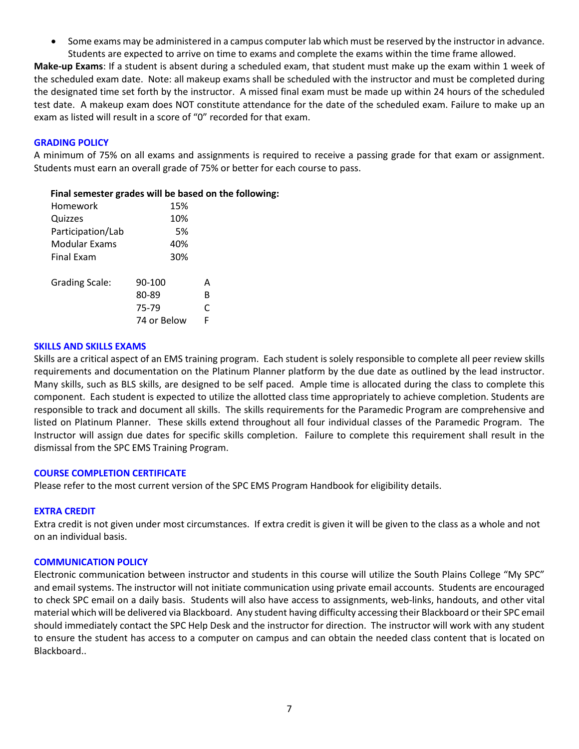- Some exams may be administered in a campus computer lab which must be reserved by the instructor in advance. Students are expected to arrive on time to exams and complete the exams within the time frame allowed.

**Make-up Exams**: If a student is absent during a scheduled exam, that student must make up the exam within 1 week of the scheduled exam date. Note: all makeup exams shall be scheduled with the instructor and must be completed during the designated time set forth by the instructor. A missed final exam must be made up within 24 hours of the scheduled test date. A makeup exam does NOT constitute attendance for the date of the scheduled exam. Failure to make up an exam as listed will result in a score of "0" recorded for that exam.

## GRADING POLICY

A minimum of 75% on all exams and assignments is required to receive a passing grade for that exam or assignment. Students must earn an overall grade of 75% or better for each course to pass.

**Final semester grades will be based on the following:**

| Component | Weight |
|---|---|
| Homework | 15% |
| Quizzes | 10% |
| Participation/Lab | 5% |
| Modular Exams | 40% |
| Final Exam | 30% |

| Grading Scale: | | |
|---|---|---|
| | 90-100 | A |
| | 80-89 | B |
| | 75-79 | C |
| | 74 or Below | F |

## SKILLS AND SKILLS EXAMS

Skills are a critical aspect of an EMS training program. Each student is solely responsible to complete all peer review skills requirements and documentation on the Platinum Planner platform by the due date as outlined by the lead instructor. Many skills, such as BLS skills, are designed to be self paced. Ample time is allocated during the class to complete this component. Each student is expected to utilize the allotted class time appropriately to achieve completion. Students are responsible to track and document all skills. The skills requirements for the Paramedic Program are comprehensive and listed on Platinum Planner. These skills extend throughout all four individual classes of the Paramedic Program. The Instructor will assign due dates for specific skills completion. Failure to complete this requirement shall result in the dismissal from the SPC EMS Training Program.

## COURSE COMPLETION CERTIFICATE

Please refer to the most current version of the SPC EMS Program Handbook for eligibility details.

## EXTRA CREDIT

Extra credit is not given under most circumstances. If extra credit is given it will be given to the class as a whole and not on an individual basis.

## COMMUNICATION POLICY

Electronic communication between instructor and students in this course will utilize the South Plains College "My SPC" and email systems. The instructor will not initiate communication using private email accounts. Students are encouraged to check SPC email on a daily basis. Students will also have access to assignments, web-links, handouts, and other vital material which will be delivered via Blackboard. Any student having difficulty accessing their Blackboard or their SPC email should immediately contact the SPC Help Desk and the instructor for direction. The instructor will work with any student to ensure the student has access to a computer on campus and can obtain the needed class content that is located on Blackboard..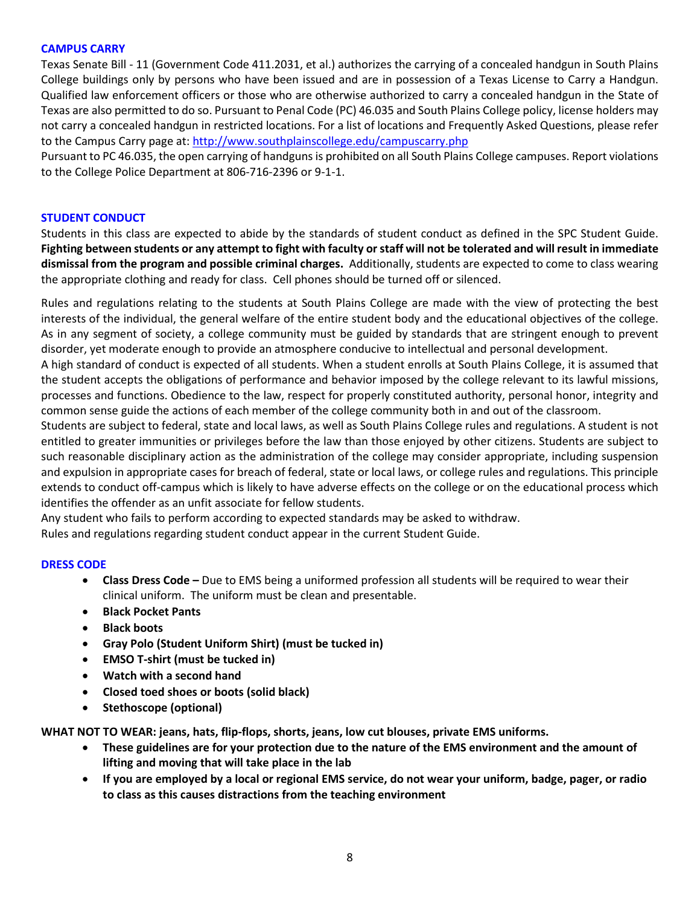## CAMPUS CARRY

Texas Senate Bill - 11 (Government Code 411.2031, et al.) authorizes the carrying of a concealed handgun in South Plains College buildings only by persons who have been issued and are in possession of a Texas License to Carry a Handgun. Qualified law enforcement officers or those who are otherwise authorized to carry a concealed handgun in the State of Texas are also permitted to do so. Pursuant to Penal Code (PC) 46.035 and South Plains College policy, license holders may not carry a concealed handgun in restricted locations. For a list of locations and Frequently Asked Questions, please refer to the Campus Carry page at: [http://www.southplainscollege.edu/campuscarry.php](http://www.southplainscollege.edu/campuscarry.php)

Pursuant to PC 46.035, the open carrying of handguns is prohibited on all South Plains College campuses. Report violations to the College Police Department at 806-716-2396 or 9-1-1.

## STUDENT CONDUCT

Students in this class are expected to abide by the standards of student conduct as defined in the SPC Student Guide. **Fighting between students or any attempt to fight with faculty or staff will not be tolerated and will result in immediate dismissal from the program and possible criminal charges.** Additionally, students are expected to come to class wearing the appropriate clothing and ready for class. Cell phones should be turned off or silenced.

Rules and regulations relating to the students at South Plains College are made with the view of protecting the best interests of the individual, the general welfare of the entire student body and the educational objectives of the college. As in any segment of society, a college community must be guided by standards that are stringent enough to prevent disorder, yet moderate enough to provide an atmosphere conducive to intellectual and personal development.

A high standard of conduct is expected of all students. When a student enrolls at South Plains College, it is assumed that the student accepts the obligations of performance and behavior imposed by the college relevant to its lawful missions, processes and functions. Obedience to the law, respect for properly constituted authority, personal honor, integrity and common sense guide the actions of each member of the college community both in and out of the classroom.

Students are subject to federal, state and local laws, as well as South Plains College rules and regulations. A student is not entitled to greater immunities or privileges before the law than those enjoyed by other citizens. Students are subject to such reasonable disciplinary action as the administration of the college may consider appropriate, including suspension and expulsion in appropriate cases for breach of federal, state or local laws, or college rules and regulations. This principle extends to conduct off-campus which is likely to have adverse effects on the college or on the educational process which identifies the offender as an unfit associate for fellow students.

Any student who fails to perform according to expected standards may be asked to withdraw.

Rules and regulations regarding student conduct appear in the current Student Guide.

## DRESS CODE

- **Class Dress Code –** Due to EMS being a uniformed profession all students will be required to wear their clinical uniform. The uniform must be clean and presentable.
- **Black Pocket Pants**
- **Black boots**
- **Gray Polo (Student Uniform Shirt) (must be tucked in)**
- **EMSO T-shirt (must be tucked in)**
- **Watch with a second hand**
- **Closed toed shoes or boots (solid black)**
- **Stethoscope (optional)**

**WHAT NOT TO WEAR: jeans, hats, flip-flops, shorts, jeans, low cut blouses, private EMS uniforms.**

- **These guidelines are for your protection due to the nature of the EMS environment and the amount of lifting and moving that will take place in the lab**
- **If you are employed by a local or regional EMS service, do not wear your uniform, badge, pager, or radio to class as this causes distractions from the teaching environment**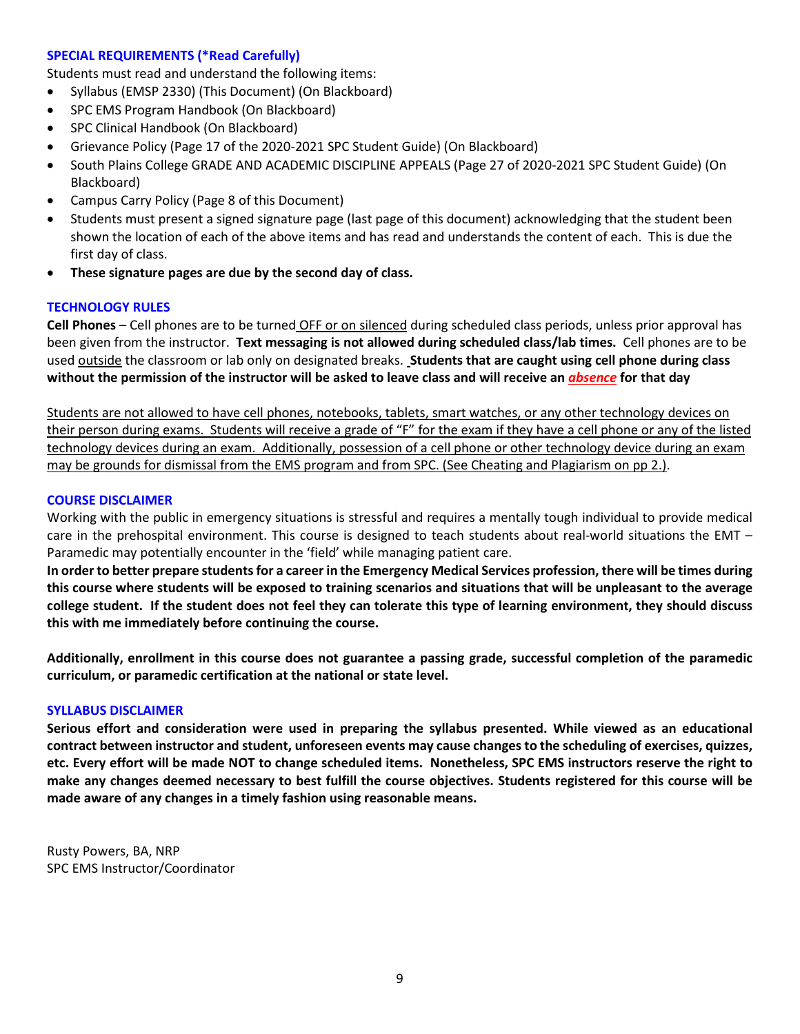### SPECIAL REQUIREMENTS (*Read Carefully)

Students must read and understand the following items:

- Syllabus (EMSP 2330) (This Document) (On Blackboard)
- SPC EMS Program Handbook (On Blackboard)
- SPC Clinical Handbook (On Blackboard)
- Grievance Policy (Page 17 of the 2020-2021 SPC Student Guide) (On Blackboard)
- South Plains College GRADE AND ACADEMIC DISCIPLINE APPEALS (Page 27 of 2020-2021 SPC Student Guide) (On Blackboard)
- Campus Carry Policy (Page 8 of this Document)
- Students must present a signed signature page (last page of this document) acknowledging that the student been shown the location of each of the above items and has read and understands the content of each. This is due the first day of class.
- **These signature pages are due by the second day of class.**

### TECHNOLOGY RULES

**Cell Phones** – Cell phones are to be turned OFF or on silenced during scheduled class periods, unless prior approval has been given from the instructor. **Text messaging is not allowed during scheduled class/lab times.** Cell phones are to be used outside the classroom or lab only on designated breaks. **Students that are caught using cell phone during class without the permission of the instructor will be asked to leave class and will receive an *absence* for that day**

Students are not allowed to have cell phones, notebooks, tablets, smart watches, or any other technology devices on their person during exams. Students will receive a grade of "F" for the exam if they have a cell phone or any of the listed technology devices during an exam. Additionally, possession of a cell phone or other technology device during an exam may be grounds for dismissal from the EMS program and from SPC. (See Cheating and Plagiarism on pp 2.).

### COURSE DISCLAIMER

Working with the public in emergency situations is stressful and requires a mentally tough individual to provide medical care in the prehospital environment. This course is designed to teach students about real-world situations the EMT – Paramedic may potentially encounter in the 'field' while managing patient care.

**In order to better prepare students for a career in the Emergency Medical Services profession, there will be times during this course where students will be exposed to training scenarios and situations that will be unpleasant to the average college student. If the student does not feel they can tolerate this type of learning environment, they should discuss this with me immediately before continuing the course.**

**Additionally, enrollment in this course does not guarantee a passing grade, successful completion of the paramedic curriculum, or paramedic certification at the national or state level.**

### SYLLABUS DISCLAIMER

**Serious effort and consideration were used in preparing the syllabus presented. While viewed as an educational contract between instructor and student, unforeseen events may cause changes to the scheduling of exercises, quizzes, etc. Every effort will be made NOT to change scheduled items. Nonetheless, SPC EMS instructors reserve the right to make any changes deemed necessary to best fulfill the course objectives. Students registered for this course will be made aware of any changes in a timely fashion using reasonable means.**

Rusty Powers, BA, NRP
SPC EMS Instructor/Coordinator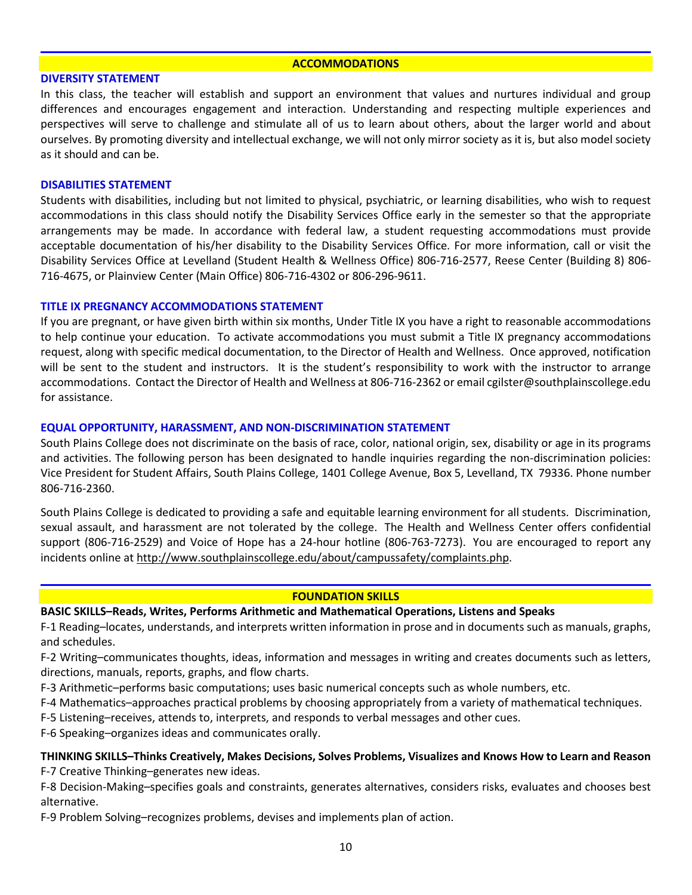## ACCOMMODATIONS

### DIVERSITY STATEMENT

In this class, the teacher will establish and support an environment that values and nurtures individual and group differences and encourages engagement and interaction. Understanding and respecting multiple experiences and perspectives will serve to challenge and stimulate all of us to learn about others, about the larger world and about ourselves. By promoting diversity and intellectual exchange, we will not only mirror society as it is, but also model society as it should and can be.

### DISABILITIES STATEMENT

Students with disabilities, including but not limited to physical, psychiatric, or learning disabilities, who wish to request accommodations in this class should notify the Disability Services Office early in the semester so that the appropriate arrangements may be made. In accordance with federal law, a student requesting accommodations must provide acceptable documentation of his/her disability to the Disability Services Office. For more information, call or visit the Disability Services Office at Levelland (Student Health & Wellness Office) 806-716-2577, Reese Center (Building 8) 806-716-4675, or Plainview Center (Main Office) 806-716-4302 or 806-296-9611.

### TITLE IX PREGNANCY ACCOMMODATIONS STATEMENT

If you are pregnant, or have given birth within six months, Under Title IX you have a right to reasonable accommodations to help continue your education. To activate accommodations you must submit a Title IX pregnancy accommodations request, along with specific medical documentation, to the Director of Health and Wellness. Once approved, notification will be sent to the student and instructors. It is the student's responsibility to work with the instructor to arrange accommodations. Contact the Director of Health and Wellness at 806-716-2362 or email cgilster@southplainscollege.edu for assistance.

### EQUAL OPPORTUNITY, HARASSMENT, AND NON-DISCRIMINATION STATEMENT

South Plains College does not discriminate on the basis of race, color, national origin, sex, disability or age in its programs and activities. The following person has been designated to handle inquiries regarding the non-discrimination policies: Vice President for Student Affairs, South Plains College, 1401 College Avenue, Box 5, Levelland, TX 79336. Phone number 806-716-2360.

South Plains College is dedicated to providing a safe and equitable learning environment for all students. Discrimination, sexual assault, and harassment are not tolerated by the college. The Health and Wellness Center offers confidential support (806-716-2529) and Voice of Hope has a 24-hour hotline (806-763-7273). You are encouraged to report any incidents online at http://www.southplainscollege.edu/about/campussafety/complaints.php.

## FOUNDATION SKILLS

**BASIC SKILLS–Reads, Writes, Performs Arithmetic and Mathematical Operations, Listens and Speaks**

F-1 Reading–locates, understands, and interprets written information in prose and in documents such as manuals, graphs, and schedules.

F-2 Writing–communicates thoughts, ideas, information and messages in writing and creates documents such as letters, directions, manuals, reports, graphs, and flow charts.

F-3 Arithmetic–performs basic computations; uses basic numerical concepts such as whole numbers, etc.

F-4 Mathematics–approaches practical problems by choosing appropriately from a variety of mathematical techniques.

F-5 Listening–receives, attends to, interprets, and responds to verbal messages and other cues.

F-6 Speaking–organizes ideas and communicates orally.

**THINKING SKILLS–Thinks Creatively, Makes Decisions, Solves Problems, Visualizes and Knows How to Learn and Reason**

F-7 Creative Thinking–generates new ideas.

F-8 Decision-Making–specifies goals and constraints, generates alternatives, considers risks, evaluates and chooses best alternative.

F-9 Problem Solving–recognizes problems, devises and implements plan of action.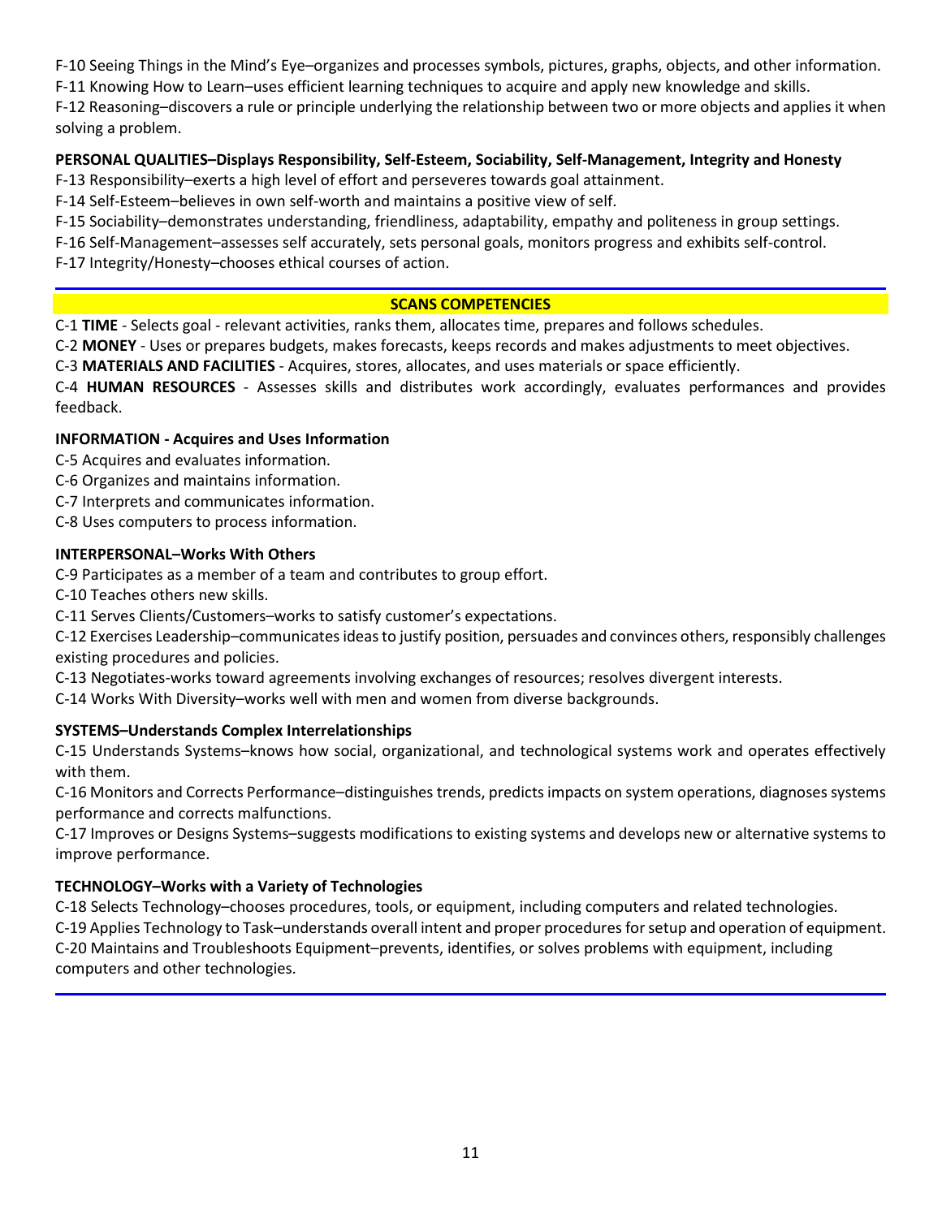F-10 Seeing Things in the Mind's Eye–organizes and processes symbols, pictures, graphs, objects, and other information.
F-11 Knowing How to Learn–uses efficient learning techniques to acquire and apply new knowledge and skills.
F-12 Reasoning–discovers a rule or principle underlying the relationship between two or more objects and applies it when solving a problem.

**PERSONAL QUALITIES–Displays Responsibility, Self-Esteem, Sociability, Self-Management, Integrity and Honesty**

F-13 Responsibility–exerts a high level of effort and perseveres towards goal attainment.
F-14 Self-Esteem–believes in own self-worth and maintains a positive view of self.
F-15 Sociability–demonstrates understanding, friendliness, adaptability, empathy and politeness in group settings.
F-16 Self-Management–assesses self accurately, sets personal goals, monitors progress and exhibits self-control.
F-17 Integrity/Honesty–chooses ethical courses of action.

---

## SCANS COMPETENCIES

C-1 **TIME** - Selects goal - relevant activities, ranks them, allocates time, prepares and follows schedules.
C-2 **MONEY** - Uses or prepares budgets, makes forecasts, keeps records and makes adjustments to meet objectives.
C-3 **MATERIALS AND FACILITIES** - Acquires, stores, allocates, and uses materials or space efficiently.
C-4 **HUMAN RESOURCES** - Assesses skills and distributes work accordingly, evaluates performances and provides feedback.

**INFORMATION - Acquires and Uses Information**

C-5 Acquires and evaluates information.
C-6 Organizes and maintains information.
C-7 Interprets and communicates information.
C-8 Uses computers to process information.

**INTERPERSONAL–Works With Others**

C-9 Participates as a member of a team and contributes to group effort.
C-10 Teaches others new skills.
C-11 Serves Clients/Customers–works to satisfy customer's expectations.
C-12 Exercises Leadership–communicates ideas to justify position, persuades and convinces others, responsibly challenges existing procedures and policies.
C-13 Negotiates-works toward agreements involving exchanges of resources; resolves divergent interests.
C-14 Works With Diversity–works well with men and women from diverse backgrounds.

**SYSTEMS–Understands Complex Interrelationships**

C-15 Understands Systems–knows how social, organizational, and technological systems work and operates effectively with them.
C-16 Monitors and Corrects Performance–distinguishes trends, predicts impacts on system operations, diagnoses systems performance and corrects malfunctions.
C-17 Improves or Designs Systems–suggests modifications to existing systems and develops new or alternative systems to improve performance.

**TECHNOLOGY–Works with a Variety of Technologies**

C-18 Selects Technology–chooses procedures, tools, or equipment, including computers and related technologies.
C-19 Applies Technology to Task–understands overall intent and proper procedures for setup and operation of equipment.
C-20 Maintains and Troubleshoots Equipment–prevents, identifies, or solves problems with equipment, including computers and other technologies.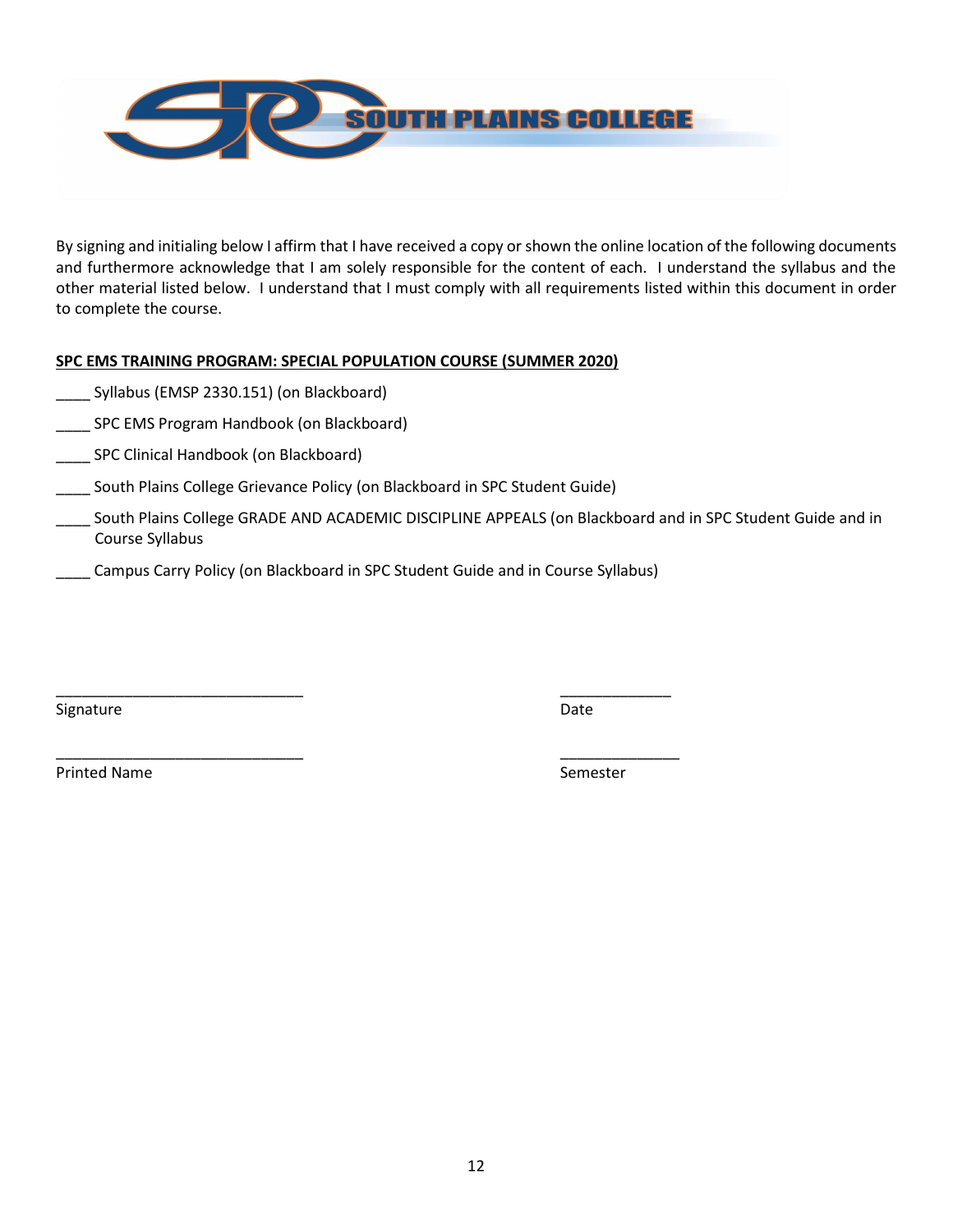SOUTH PLAINS COLLEGE

By signing and initialing below I affirm that I have received a copy or shown the online location of the following documents and furthermore acknowledge that I am solely responsible for the content of each. I understand the syllabus and the other material listed below. I understand that I must comply with all requirements listed within this document in order to complete the course.

**SPC EMS TRAINING PROGRAM: SPECIAL POPULATION COURSE (SUMMER 2020)**

____ Syllabus (EMSP 2330.151) (on Blackboard)

____ SPC EMS Program Handbook (on Blackboard)

____ SPC Clinical Handbook (on Blackboard)

____ South Plains College Grievance Policy (on Blackboard in SPC Student Guide)

____ South Plains College GRADE AND ACADEMIC DISCIPLINE APPEALS (on Blackboard and in SPC Student Guide and in Course Syllabus

____ Campus Carry Policy (on Blackboard in SPC Student Guide and in Course Syllabus)

_____________________________ _____________

Signature Date

_____________________________ ______________

Printed Name Semester